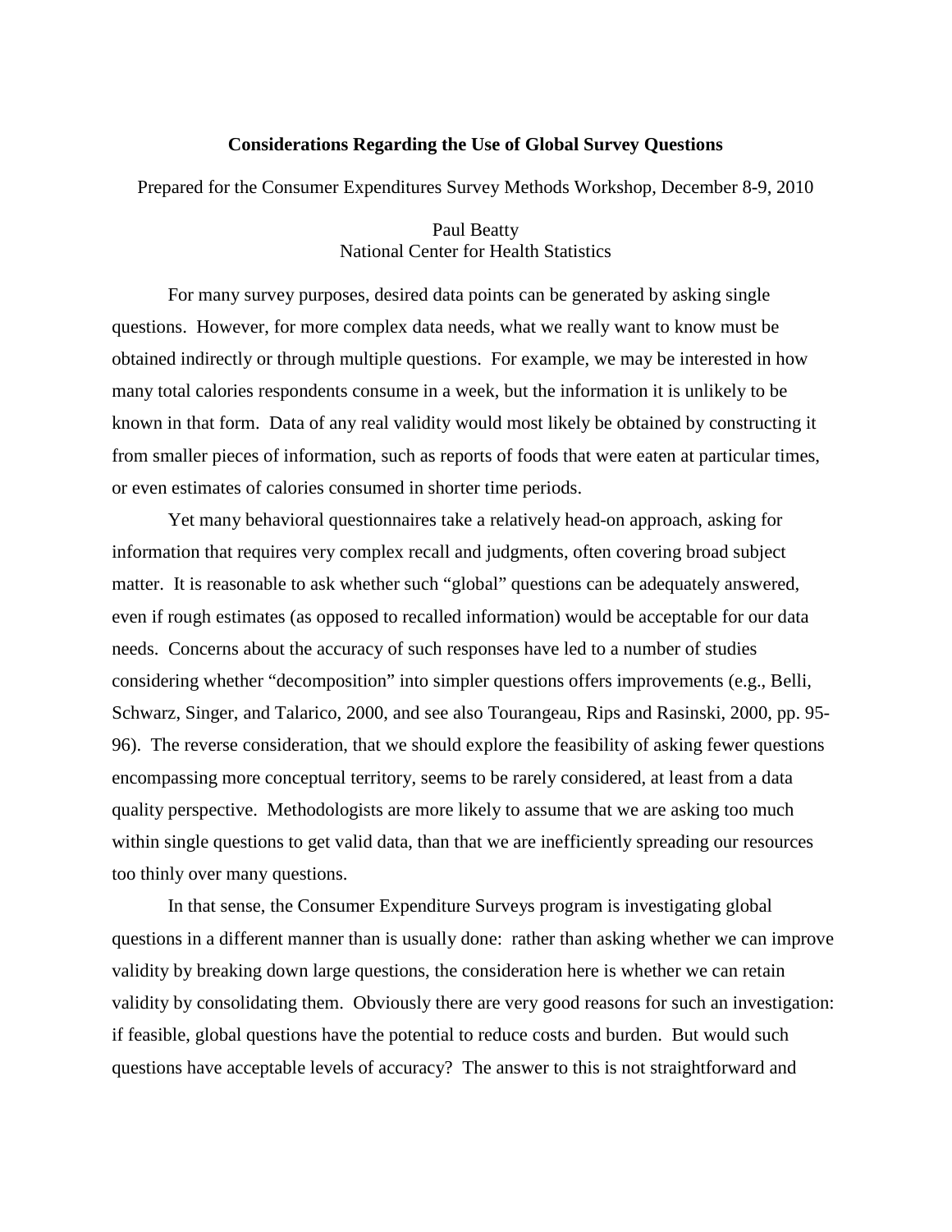# Considerations Regarding the Use of Global Survey Questions

Prepared for the Consumer Expenditures Survey Methods Workshop, December 8-9, 2010

Paul Beatty
National Center for Health Statistics

For many survey purposes, desired data points can be generated by asking single questions. However, for more complex data needs, what we really want to know must be obtained indirectly or through multiple questions. For example, we may be interested in how many total calories respondents consume in a week, but the information it is unlikely to be known in that form. Data of any real validity would most likely be obtained by constructing it from smaller pieces of information, such as reports of foods that were eaten at particular times, or even estimates of calories consumed in shorter time periods.

Yet many behavioral questionnaires take a relatively head-on approach, asking for information that requires very complex recall and judgments, often covering broad subject matter. It is reasonable to ask whether such "global" questions can be adequately answered, even if rough estimates (as opposed to recalled information) would be acceptable for our data needs. Concerns about the accuracy of such responses have led to a number of studies considering whether "decomposition" into simpler questions offers improvements (e.g., Belli, Schwarz, Singer, and Talarico, 2000, and see also Tourangeau, Rips and Rasinski, 2000, pp. 95-96). The reverse consideration, that we should explore the feasibility of asking fewer questions encompassing more conceptual territory, seems to be rarely considered, at least from a data quality perspective. Methodologists are more likely to assume that we are asking too much within single questions to get valid data, than that we are inefficiently spreading our resources too thinly over many questions.

In that sense, the Consumer Expenditure Surveys program is investigating global questions in a different manner than is usually done: rather than asking whether we can improve validity by breaking down large questions, the consideration here is whether we can retain validity by consolidating them. Obviously there are very good reasons for such an investigation: if feasible, global questions have the potential to reduce costs and burden. But would such questions have acceptable levels of accuracy? The answer to this is not straightforward and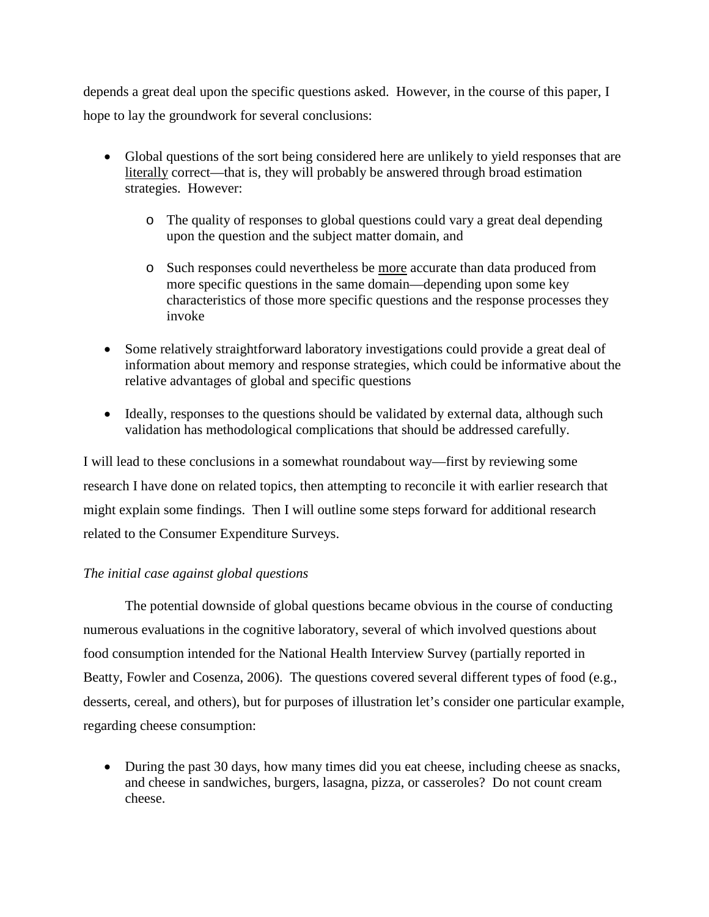depends a great deal upon the specific questions asked. However, in the course of this paper, I hope to lay the groundwork for several conclusions:

- Global questions of the sort being considered here are unlikely to yield responses that are literally correct—that is, they will probably be answered through broad estimation strategies. However:
  - The quality of responses to global questions could vary a great deal depending upon the question and the subject matter domain, and
  - Such responses could nevertheless be more accurate than data produced from more specific questions in the same domain—depending upon some key characteristics of those more specific questions and the response processes they invoke
- Some relatively straightforward laboratory investigations could provide a great deal of information about memory and response strategies, which could be informative about the relative advantages of global and specific questions
- Ideally, responses to the questions should be validated by external data, although such validation has methodological complications that should be addressed carefully.

I will lead to these conclusions in a somewhat roundabout way—first by reviewing some research I have done on related topics, then attempting to reconcile it with earlier research that might explain some findings. Then I will outline some steps forward for additional research related to the Consumer Expenditure Surveys.

*The initial case against global questions*

The potential downside of global questions became obvious in the course of conducting numerous evaluations in the cognitive laboratory, several of which involved questions about food consumption intended for the National Health Interview Survey (partially reported in Beatty, Fowler and Cosenza, 2006). The questions covered several different types of food (e.g., desserts, cereal, and others), but for purposes of illustration let's consider one particular example, regarding cheese consumption:

- During the past 30 days, how many times did you eat cheese, including cheese as snacks, and cheese in sandwiches, burgers, lasagna, pizza, or casseroles? Do not count cream cheese.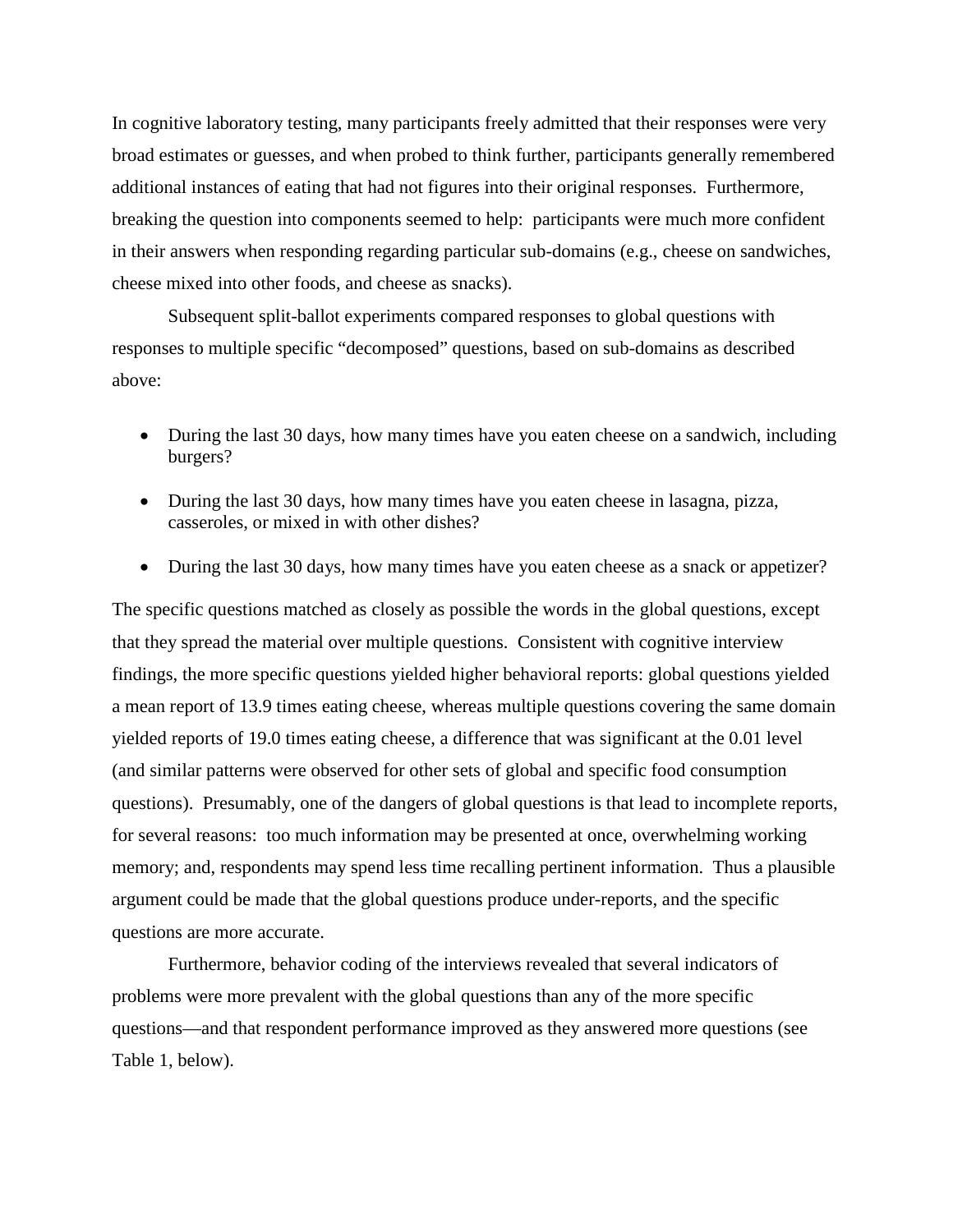In cognitive laboratory testing, many participants freely admitted that their responses were very broad estimates or guesses, and when probed to think further, participants generally remembered additional instances of eating that had not figures into their original responses. Furthermore, breaking the question into components seemed to help: participants were much more confident in their answers when responding regarding particular sub-domains (e.g., cheese on sandwiches, cheese mixed into other foods, and cheese as snacks).

Subsequent split-ballot experiments compared responses to global questions with responses to multiple specific "decomposed" questions, based on sub-domains as described above:

- During the last 30 days, how many times have you eaten cheese on a sandwich, including burgers?
- During the last 30 days, how many times have you eaten cheese in lasagna, pizza, casseroles, or mixed in with other dishes?
- During the last 30 days, how many times have you eaten cheese as a snack or appetizer?

The specific questions matched as closely as possible the words in the global questions, except that they spread the material over multiple questions. Consistent with cognitive interview findings, the more specific questions yielded higher behavioral reports: global questions yielded a mean report of 13.9 times eating cheese, whereas multiple questions covering the same domain yielded reports of 19.0 times eating cheese, a difference that was significant at the 0.01 level (and similar patterns were observed for other sets of global and specific food consumption questions). Presumably, one of the dangers of global questions is that lead to incomplete reports, for several reasons: too much information may be presented at once, overwhelming working memory; and, respondents may spend less time recalling pertinent information. Thus a plausible argument could be made that the global questions produce under-reports, and the specific questions are more accurate.

Furthermore, behavior coding of the interviews revealed that several indicators of problems were more prevalent with the global questions than any of the more specific questions—and that respondent performance improved as they answered more questions (see Table 1, below).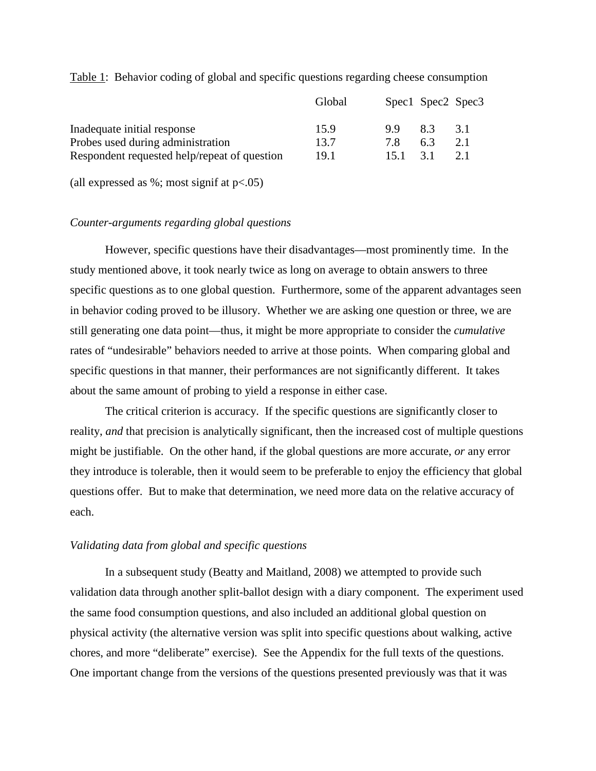Table 1: Behavior coding of global and specific questions regarding cheese consumption

| | Global | Spec1 | Spec2 | Spec3 |
|---|---|---|---|---|
| Inadequate initial response | 15.9 | 9.9 | 8.3 | 3.1 |
| Probes used during administration | 13.7 | 7.8 | 6.3 | 2.1 |
| Respondent requested help/repeat of question | 19.1 | 15.1 | 3.1 | 2.1 |

(all expressed as %; most signif at $p<.05$)

### *Counter-arguments regarding global questions*

However, specific questions have their disadvantages—most prominently time. In the study mentioned above, it took nearly twice as long on average to obtain answers to three specific questions as to one global question. Furthermore, some of the apparent advantages seen in behavior coding proved to be illusory. Whether we are asking one question or three, we are still generating one data point—thus, it might be more appropriate to consider the *cumulative* rates of "undesirable" behaviors needed to arrive at those points. When comparing global and specific questions in that manner, their performances are not significantly different. It takes about the same amount of probing to yield a response in either case.

The critical criterion is accuracy. If the specific questions are significantly closer to reality, *and* that precision is analytically significant, then the increased cost of multiple questions might be justifiable. On the other hand, if the global questions are more accurate, *or* any error they introduce is tolerable, then it would seem to be preferable to enjoy the efficiency that global questions offer. But to make that determination, we need more data on the relative accuracy of each.

### *Validating data from global and specific questions*

In a subsequent study (Beatty and Maitland, 2008) we attempted to provide such validation data through another split-ballot design with a diary component. The experiment used the same food consumption questions, and also included an additional global question on physical activity (the alternative version was split into specific questions about walking, active chores, and more "deliberate" exercise). See the Appendix for the full texts of the questions. One important change from the versions of the questions presented previously was that it was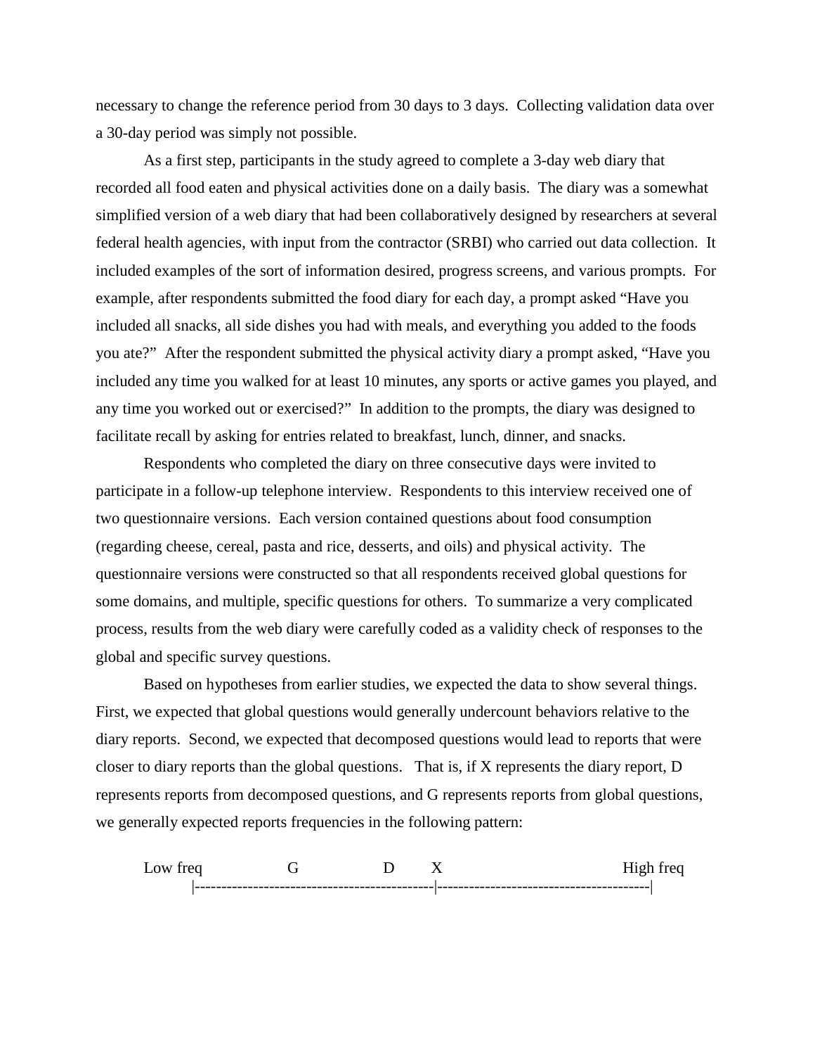necessary to change the reference period from 30 days to 3 days. Collecting validation data over a 30-day period was simply not possible.

As a first step, participants in the study agreed to complete a 3-day web diary that recorded all food eaten and physical activities done on a daily basis. The diary was a somewhat simplified version of a web diary that had been collaboratively designed by researchers at several federal health agencies, with input from the contractor (SRBI) who carried out data collection. It included examples of the sort of information desired, progress screens, and various prompts. For example, after respondents submitted the food diary for each day, a prompt asked "Have you included all snacks, all side dishes you had with meals, and everything you added to the foods you ate?" After the respondent submitted the physical activity diary a prompt asked, "Have you included any time you walked for at least 10 minutes, any sports or active games you played, and any time you worked out or exercised?" In addition to the prompts, the diary was designed to facilitate recall by asking for entries related to breakfast, lunch, dinner, and snacks.

Respondents who completed the diary on three consecutive days were invited to participate in a follow-up telephone interview. Respondents to this interview received one of two questionnaire versions. Each version contained questions about food consumption (regarding cheese, cereal, pasta and rice, desserts, and oils) and physical activity. The questionnaire versions were constructed so that all respondents received global questions for some domains, and multiple, specific questions for others. To summarize a very complicated process, results from the web diary were carefully coded as a validity check of responses to the global and specific survey questions.

Based on hypotheses from earlier studies, we expected the data to show several things. First, we expected that global questions would generally undercount behaviors relative to the diary reports. Second, we expected that decomposed questions would lead to reports that were closer to diary reports than the global questions. That is, if X represents the diary report, D represents reports from decomposed questions, and G represents reports from global questions, we generally expected reports frequencies in the following pattern:

```
Low freq          G            D      X                              High freq
         |--------------------------------------------|----------------------------------------|
```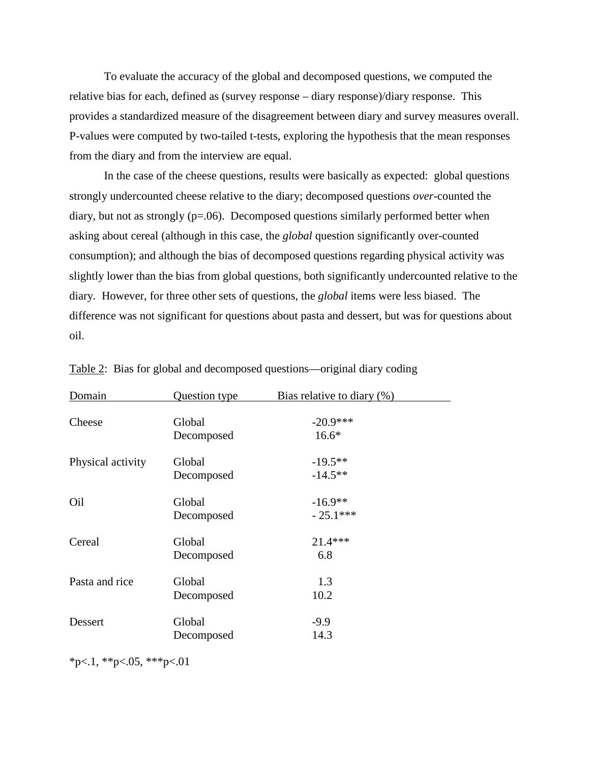To evaluate the accuracy of the global and decomposed questions, we computed the relative bias for each, defined as (survey response – diary response)/diary response. This provides a standardized measure of the disagreement between diary and survey measures overall. P-values were computed by two-tailed t-tests, exploring the hypothesis that the mean responses from the diary and from the interview are equal.

In the case of the cheese questions, results were basically as expected: global questions strongly undercounted cheese relative to the diary; decomposed questions *over*-counted the diary, but not as strongly (p=.06). Decomposed questions similarly performed better when asking about cereal (although in this case, the *global* question significantly over-counted consumption); and although the bias of decomposed questions regarding physical activity was slightly lower than the bias from global questions, both significantly undercounted relative to the diary. However, for three other sets of questions, the *global* items were less biased. The difference was not significant for questions about pasta and dessert, but was for questions about oil.

Table 2: Bias for global and decomposed questions—original diary coding

| Domain | Question type | Bias relative to diary (%) |
|---|---|---|
| Cheese | Global | -20.9*** |
| | Decomposed | 16.6* |
| Physical activity | Global | -19.5** |
| | Decomposed | -14.5** |
| Oil | Global | -16.9** |
| | Decomposed | - 25.1*** |
| Cereal | Global | 21.4*** |
| | Decomposed | 6.8 |
| Pasta and rice | Global | 1.3 |
| | Decomposed | 10.2 |
| Dessert | Global | -9.9 |
| | Decomposed | 14.3 |

*p<.1, **p<.05, ***p<.01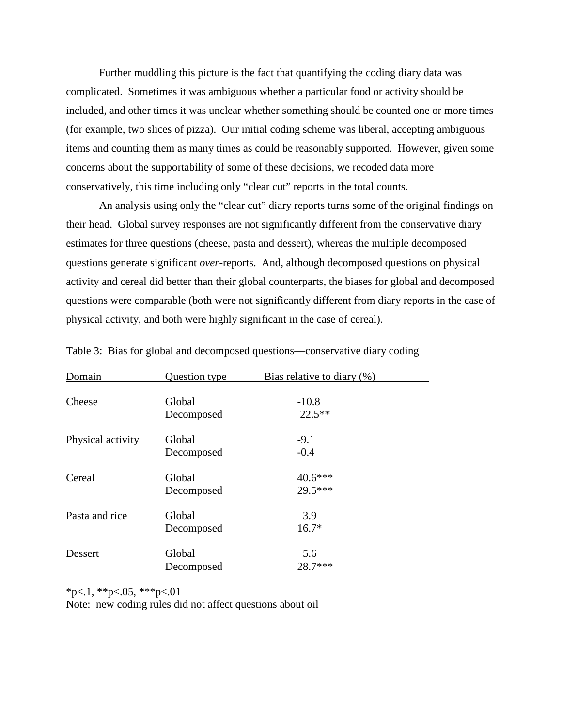Further muddling this picture is the fact that quantifying the coding diary data was complicated. Sometimes it was ambiguous whether a particular food or activity should be included, and other times it was unclear whether something should be counted one or more times (for example, two slices of pizza). Our initial coding scheme was liberal, accepting ambiguous items and counting them as many times as could be reasonably supported. However, given some concerns about the supportability of some of these decisions, we recoded data more conservatively, this time including only "clear cut" reports in the total counts.

An analysis using only the "clear cut" diary reports turns some of the original findings on their head. Global survey responses are not significantly different from the conservative diary estimates for three questions (cheese, pasta and dessert), whereas the multiple decomposed questions generate significant *over*-reports. And, although decomposed questions on physical activity and cereal did better than their global counterparts, the biases for global and decomposed questions were comparable (both were not significantly different from diary reports in the case of physical activity, and both were highly significant in the case of cereal).

Table 3: Bias for global and decomposed questions—conservative diary coding

| Domain | Question type | Bias relative to diary (%) |
|---|---|---|
| Cheese | Global | -10.8 |
| | Decomposed | 22.5** |
| Physical activity | Global | -9.1 |
| | Decomposed | -0.4 |
| Cereal | Global | 40.6*** |
| | Decomposed | 29.5*** |
| Pasta and rice | Global | 3.9 |
| | Decomposed | 16.7* |
| Dessert | Global | 5.6 |
| | Decomposed | 28.7*** |

*p<.1, **p<.05, ***p<.01

Note: new coding rules did not affect questions about oil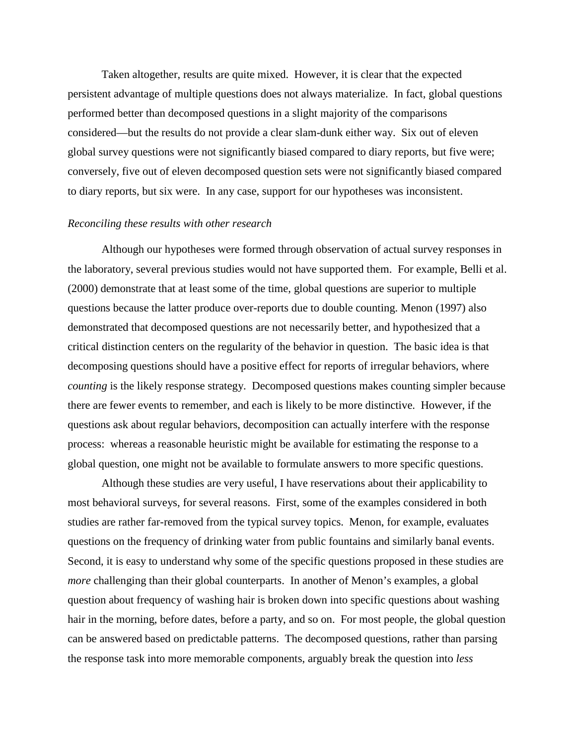Taken altogether, results are quite mixed. However, it is clear that the expected persistent advantage of multiple questions does not always materialize. In fact, global questions performed better than decomposed questions in a slight majority of the comparisons considered—but the results do not provide a clear slam-dunk either way. Six out of eleven global survey questions were not significantly biased compared to diary reports, but five were; conversely, five out of eleven decomposed question sets were not significantly biased compared to diary reports, but six were. In any case, support for our hypotheses was inconsistent.

*Reconciling these results with other research*

Although our hypotheses were formed through observation of actual survey responses in the laboratory, several previous studies would not have supported them. For example, Belli et al. (2000) demonstrate that at least some of the time, global questions are superior to multiple questions because the latter produce over-reports due to double counting. Menon (1997) also demonstrated that decomposed questions are not necessarily better, and hypothesized that a critical distinction centers on the regularity of the behavior in question. The basic idea is that decomposing questions should have a positive effect for reports of irregular behaviors, where *counting* is the likely response strategy. Decomposed questions makes counting simpler because there are fewer events to remember, and each is likely to be more distinctive. However, if the questions ask about regular behaviors, decomposition can actually interfere with the response process: whereas a reasonable heuristic might be available for estimating the response to a global question, one might not be available to formulate answers to more specific questions.

Although these studies are very useful, I have reservations about their applicability to most behavioral surveys, for several reasons. First, some of the examples considered in both studies are rather far-removed from the typical survey topics. Menon, for example, evaluates questions on the frequency of drinking water from public fountains and similarly banal events. Second, it is easy to understand why some of the specific questions proposed in these studies are *more* challenging than their global counterparts. In another of Menon's examples, a global question about frequency of washing hair is broken down into specific questions about washing hair in the morning, before dates, before a party, and so on. For most people, the global question can be answered based on predictable patterns. The decomposed questions, rather than parsing the response task into more memorable components, arguably break the question into *less*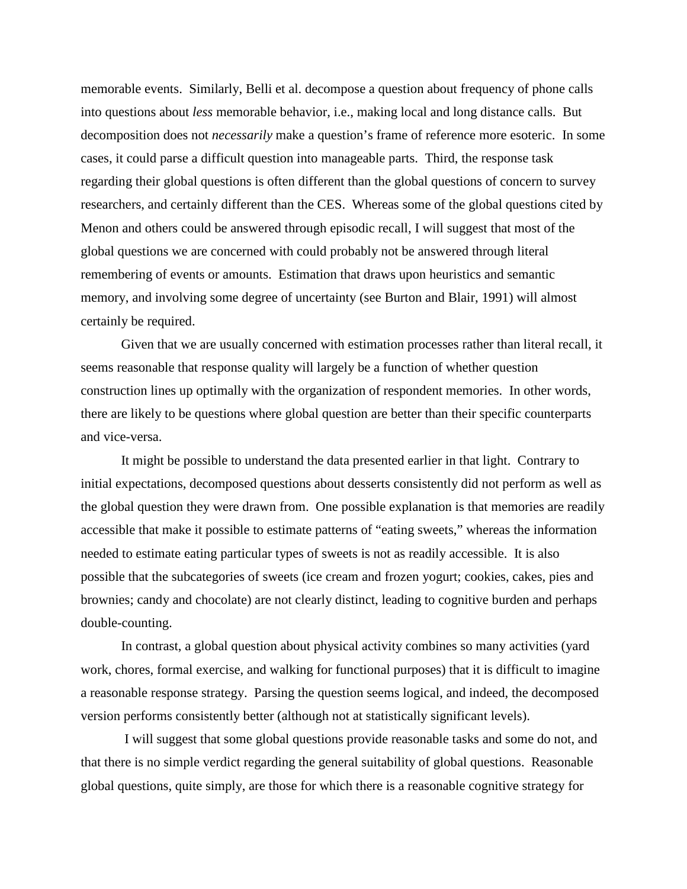memorable events. Similarly, Belli et al. decompose a question about frequency of phone calls into questions about *less* memorable behavior, i.e., making local and long distance calls. But decomposition does not *necessarily* make a question's frame of reference more esoteric. In some cases, it could parse a difficult question into manageable parts. Third, the response task regarding their global questions is often different than the global questions of concern to survey researchers, and certainly different than the CES. Whereas some of the global questions cited by Menon and others could be answered through episodic recall, I will suggest that most of the global questions we are concerned with could probably not be answered through literal remembering of events or amounts. Estimation that draws upon heuristics and semantic memory, and involving some degree of uncertainty (see Burton and Blair, 1991) will almost certainly be required.

Given that we are usually concerned with estimation processes rather than literal recall, it seems reasonable that response quality will largely be a function of whether question construction lines up optimally with the organization of respondent memories. In other words, there are likely to be questions where global question are better than their specific counterparts and vice-versa.

It might be possible to understand the data presented earlier in that light. Contrary to initial expectations, decomposed questions about desserts consistently did not perform as well as the global question they were drawn from. One possible explanation is that memories are readily accessible that make it possible to estimate patterns of "eating sweets," whereas the information needed to estimate eating particular types of sweets is not as readily accessible. It is also possible that the subcategories of sweets (ice cream and frozen yogurt; cookies, cakes, pies and brownies; candy and chocolate) are not clearly distinct, leading to cognitive burden and perhaps double-counting.

In contrast, a global question about physical activity combines so many activities (yard work, chores, formal exercise, and walking for functional purposes) that it is difficult to imagine a reasonable response strategy. Parsing the question seems logical, and indeed, the decomposed version performs consistently better (although not at statistically significant levels).

I will suggest that some global questions provide reasonable tasks and some do not, and that there is no simple verdict regarding the general suitability of global questions. Reasonable global questions, quite simply, are those for which there is a reasonable cognitive strategy for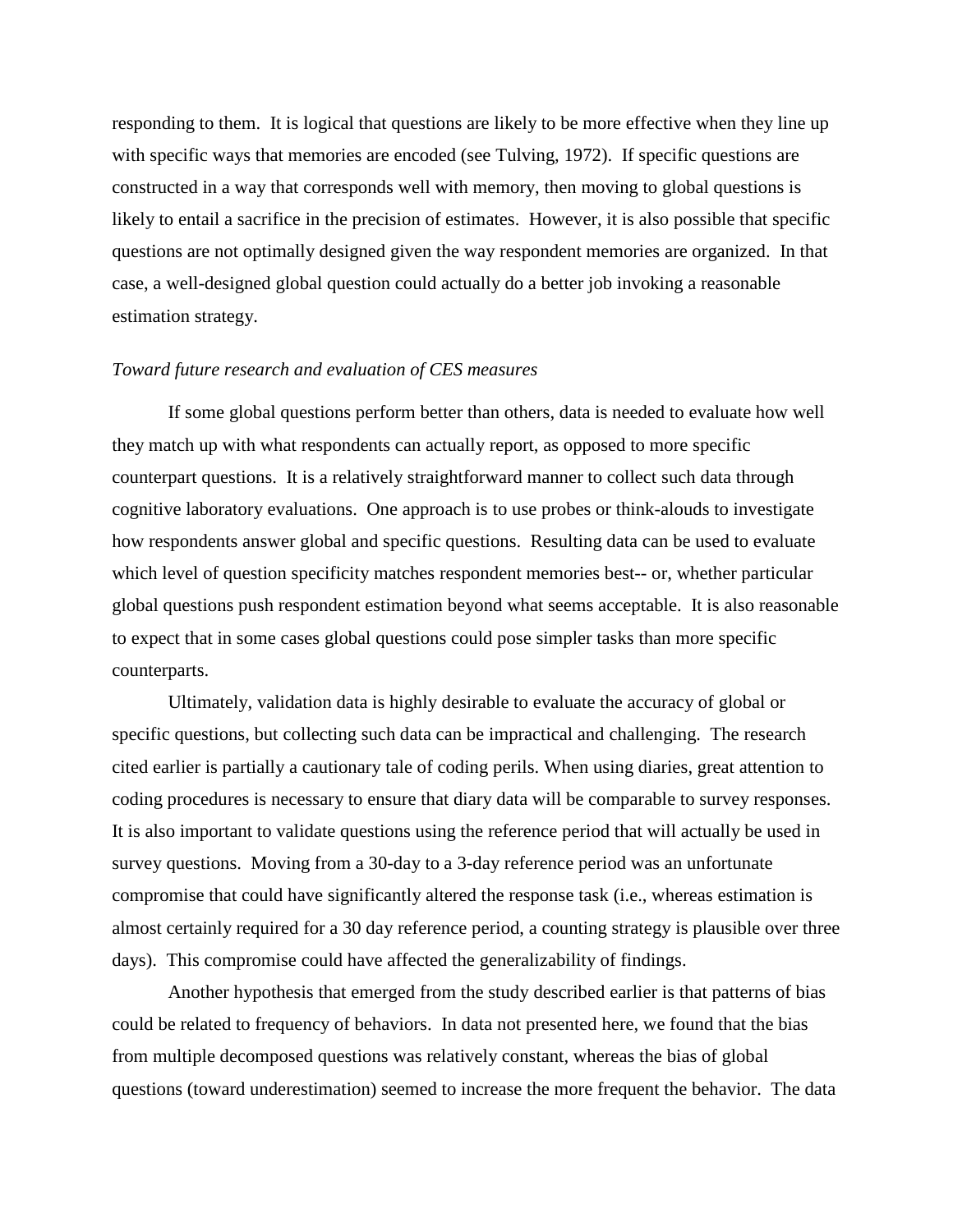responding to them. It is logical that questions are likely to be more effective when they line up with specific ways that memories are encoded (see Tulving, 1972). If specific questions are constructed in a way that corresponds well with memory, then moving to global questions is likely to entail a sacrifice in the precision of estimates. However, it is also possible that specific questions are not optimally designed given the way respondent memories are organized. In that case, a well-designed global question could actually do a better job invoking a reasonable estimation strategy.

*Toward future research and evaluation of CES measures*

If some global questions perform better than others, data is needed to evaluate how well they match up with what respondents can actually report, as opposed to more specific counterpart questions. It is a relatively straightforward manner to collect such data through cognitive laboratory evaluations. One approach is to use probes or think-alouds to investigate how respondents answer global and specific questions. Resulting data can be used to evaluate which level of question specificity matches respondent memories best-- or, whether particular global questions push respondent estimation beyond what seems acceptable. It is also reasonable to expect that in some cases global questions could pose simpler tasks than more specific counterparts.

Ultimately, validation data is highly desirable to evaluate the accuracy of global or specific questions, but collecting such data can be impractical and challenging. The research cited earlier is partially a cautionary tale of coding perils. When using diaries, great attention to coding procedures is necessary to ensure that diary data will be comparable to survey responses. It is also important to validate questions using the reference period that will actually be used in survey questions. Moving from a 30-day to a 3-day reference period was an unfortunate compromise that could have significantly altered the response task (i.e., whereas estimation is almost certainly required for a 30 day reference period, a counting strategy is plausible over three days). This compromise could have affected the generalizability of findings.

Another hypothesis that emerged from the study described earlier is that patterns of bias could be related to frequency of behaviors. In data not presented here, we found that the bias from multiple decomposed questions was relatively constant, whereas the bias of global questions (toward underestimation) seemed to increase the more frequent the behavior. The data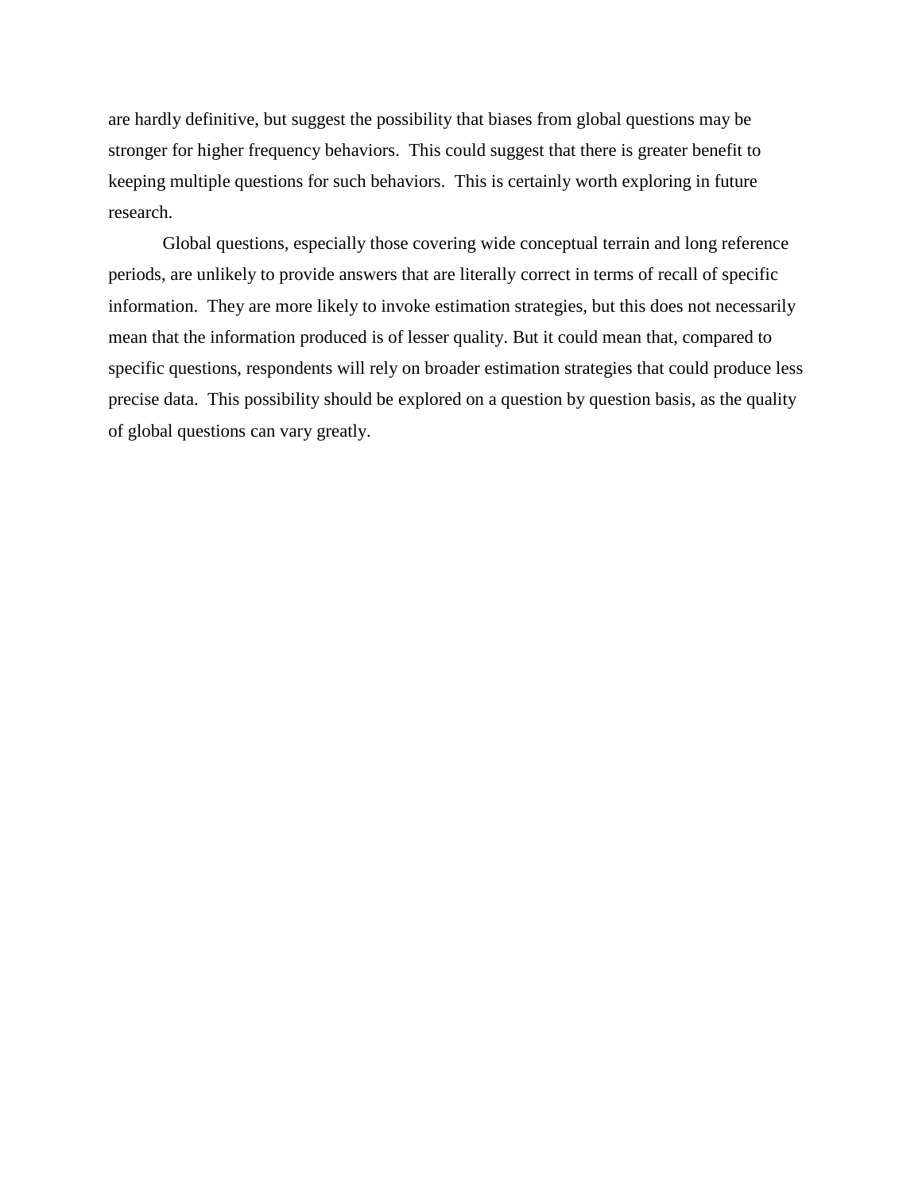are hardly definitive, but suggest the possibility that biases from global questions may be stronger for higher frequency behaviors. This could suggest that there is greater benefit to keeping multiple questions for such behaviors. This is certainly worth exploring in future research.

Global questions, especially those covering wide conceptual terrain and long reference periods, are unlikely to provide answers that are literally correct in terms of recall of specific information. They are more likely to invoke estimation strategies, but this does not necessarily mean that the information produced is of lesser quality. But it could mean that, compared to specific questions, respondents will rely on broader estimation strategies that could produce less precise data. This possibility should be explored on a question by question basis, as the quality of global questions can vary greatly.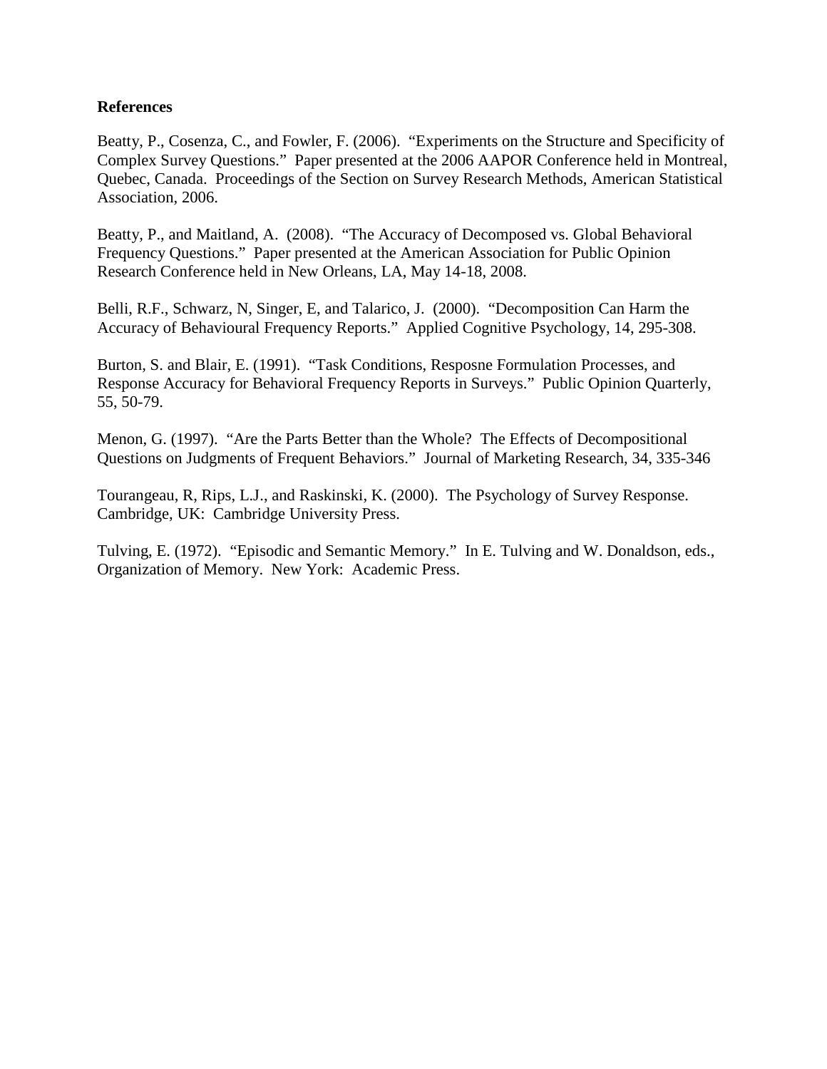**References**

Beatty, P., Cosenza, C., and Fowler, F. (2006). "Experiments on the Structure and Specificity of Complex Survey Questions." Paper presented at the 2006 AAPOR Conference held in Montreal, Quebec, Canada. Proceedings of the Section on Survey Research Methods, American Statistical Association, 2006.

Beatty, P., and Maitland, A. (2008). "The Accuracy of Decomposed vs. Global Behavioral Frequency Questions." Paper presented at the American Association for Public Opinion Research Conference held in New Orleans, LA, May 14-18, 2008.

Belli, R.F., Schwarz, N, Singer, E, and Talarico, J. (2000). "Decomposition Can Harm the Accuracy of Behavioural Frequency Reports." Applied Cognitive Psychology, 14, 295-308.

Burton, S. and Blair, E. (1991). "Task Conditions, Resposne Formulation Processes, and Response Accuracy for Behavioral Frequency Reports in Surveys." Public Opinion Quarterly, 55, 50-79.

Menon, G. (1997). "Are the Parts Better than the Whole? The Effects of Decompositional Questions on Judgments of Frequent Behaviors." Journal of Marketing Research, 34, 335-346

Tourangeau, R, Rips, L.J., and Raskinski, K. (2000). The Psychology of Survey Response. Cambridge, UK: Cambridge University Press.

Tulving, E. (1972). "Episodic and Semantic Memory." In E. Tulving and W. Donaldson, eds., Organization of Memory. New York: Academic Press.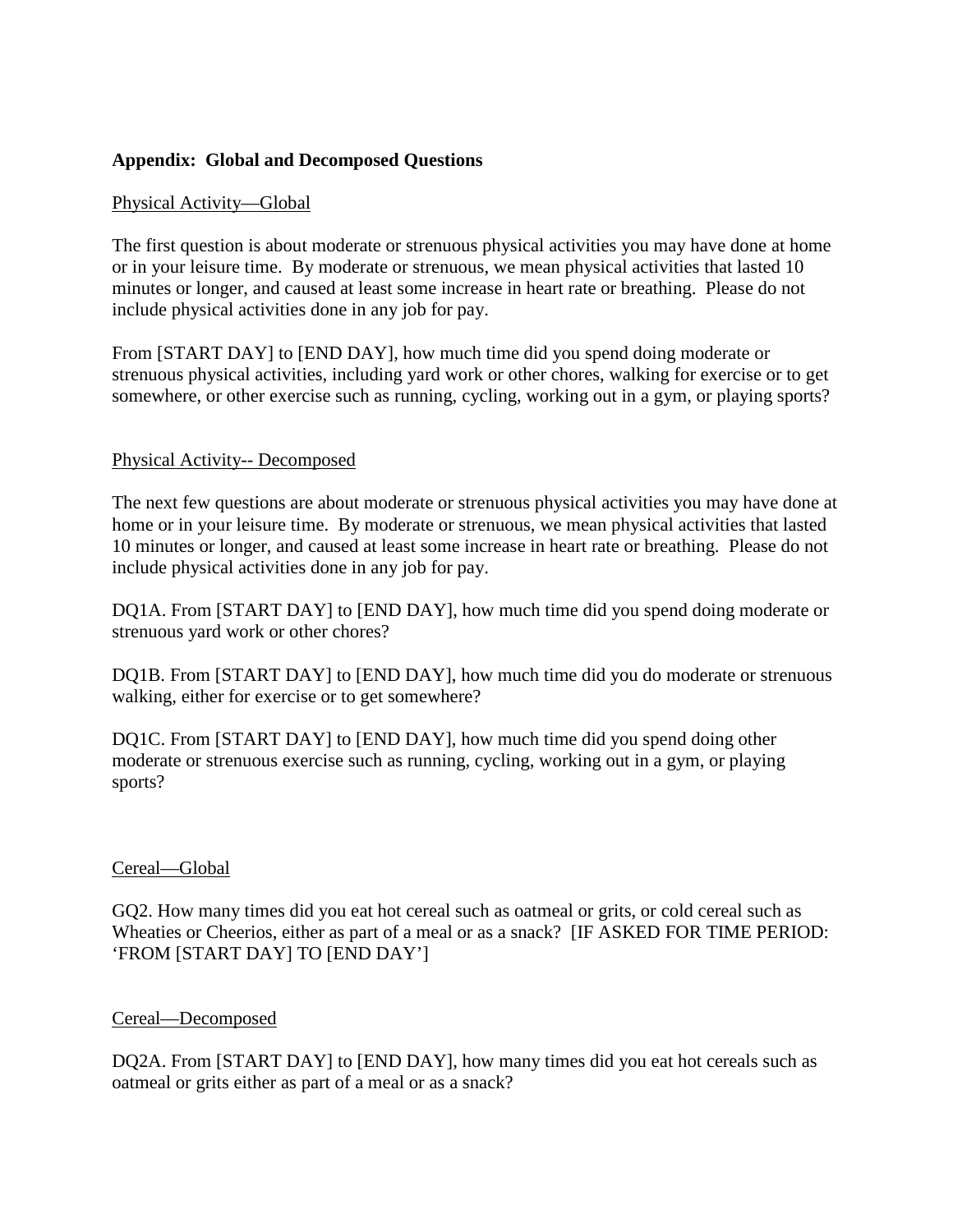**Appendix: Global and Decomposed Questions**

<u>Physical Activity—Global</u>

The first question is about moderate or strenuous physical activities you may have done at home or in your leisure time. By moderate or strenuous, we mean physical activities that lasted 10 minutes or longer, and caused at least some increase in heart rate or breathing. Please do not include physical activities done in any job for pay.

From [START DAY] to [END DAY], how much time did you spend doing moderate or strenuous physical activities, including yard work or other chores, walking for exercise or to get somewhere, or other exercise such as running, cycling, working out in a gym, or playing sports?

<u>Physical Activity-- Decomposed</u>

The next few questions are about moderate or strenuous physical activities you may have done at home or in your leisure time. By moderate or strenuous, we mean physical activities that lasted 10 minutes or longer, and caused at least some increase in heart rate or breathing. Please do not include physical activities done in any job for pay.

DQ1A. From [START DAY] to [END DAY], how much time did you spend doing moderate or strenuous yard work or other chores?

DQ1B. From [START DAY] to [END DAY], how much time did you do moderate or strenuous walking, either for exercise or to get somewhere?

DQ1C. From [START DAY] to [END DAY], how much time did you spend doing other moderate or strenuous exercise such as running, cycling, working out in a gym, or playing sports?

<u>Cereal—Global</u>

GQ2. How many times did you eat hot cereal such as oatmeal or grits, or cold cereal such as Wheaties or Cheerios, either as part of a meal or as a snack? [IF ASKED FOR TIME PERIOD: 'FROM [START DAY] TO [END DAY']

<u>Cereal—Decomposed</u>

DQ2A. From [START DAY] to [END DAY], how many times did you eat hot cereals such as oatmeal or grits either as part of a meal or as a snack?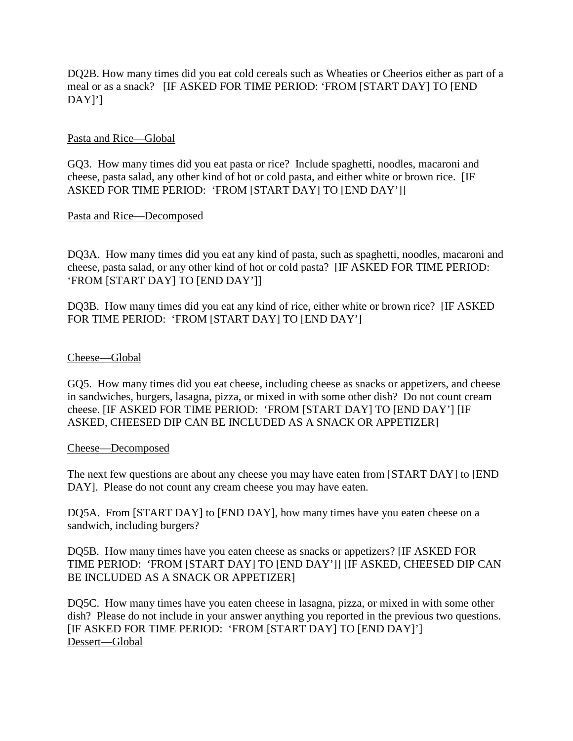DQ2B. How many times did you eat cold cereals such as Wheaties or Cheerios either as part of a meal or as a snack? [IF ASKED FOR TIME PERIOD: 'FROM [START DAY] TO [END DAY]']

Pasta and Rice—Global

GQ3. How many times did you eat pasta or rice? Include spaghetti, noodles, macaroni and cheese, pasta salad, any other kind of hot or cold pasta, and either white or brown rice. [IF ASKED FOR TIME PERIOD: 'FROM [START DAY] TO [END DAY']]

Pasta and Rice—Decomposed

DQ3A. How many times did you eat any kind of pasta, such as spaghetti, noodles, macaroni and cheese, pasta salad, or any other kind of hot or cold pasta? [IF ASKED FOR TIME PERIOD: 'FROM [START DAY] TO [END DAY']]

DQ3B. How many times did you eat any kind of rice, either white or brown rice? [IF ASKED FOR TIME PERIOD: 'FROM [START DAY] TO [END DAY']

Cheese—Global

GQ5. How many times did you eat cheese, including cheese as snacks or appetizers, and cheese in sandwiches, burgers, lasagna, pizza, or mixed in with some other dish? Do not count cream cheese. [IF ASKED FOR TIME PERIOD: 'FROM [START DAY] TO [END DAY'] [IF ASKED, CHEESED DIP CAN BE INCLUDED AS A SNACK OR APPETIZER]

Cheese—Decomposed

The next few questions are about any cheese you may have eaten from [START DAY] to [END DAY]. Please do not count any cream cheese you may have eaten.

DQ5A. From [START DAY] to [END DAY], how many times have you eaten cheese on a sandwich, including burgers?

DQ5B. How many times have you eaten cheese as snacks or appetizers? [IF ASKED FOR TIME PERIOD: 'FROM [START DAY] TO [END DAY']] [IF ASKED, CHEESED DIP CAN BE INCLUDED AS A SNACK OR APPETIZER]

DQ5C. How many times have you eaten cheese in lasagna, pizza, or mixed in with some other dish? Please do not include in your answer anything you reported in the previous two questions. [IF ASKED FOR TIME PERIOD: 'FROM [START DAY] TO [END DAY]']

Dessert—Global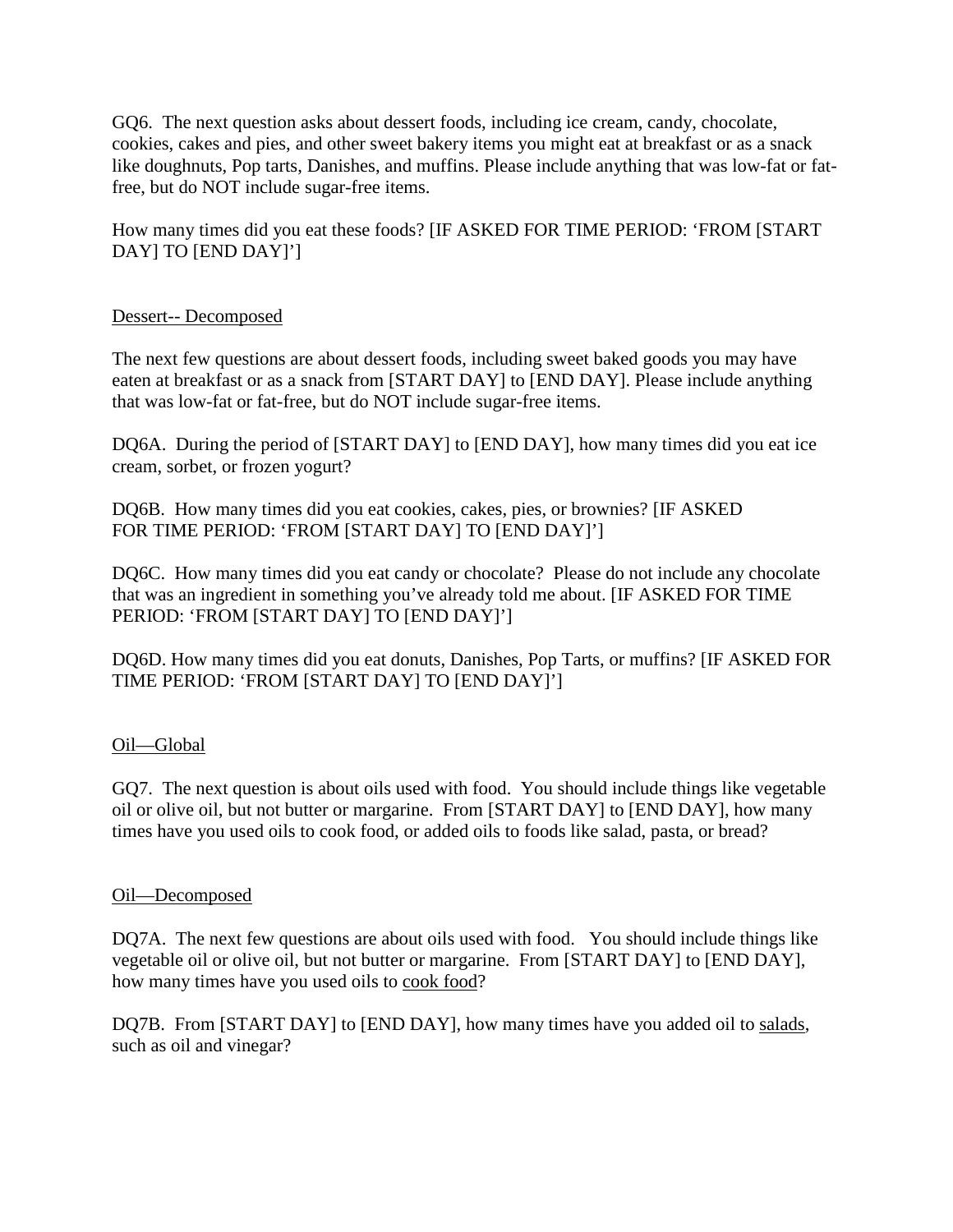GQ6. The next question asks about dessert foods, including ice cream, candy, chocolate, cookies, cakes and pies, and other sweet bakery items you might eat at breakfast or as a snack like doughnuts, Pop tarts, Danishes, and muffins. Please include anything that was low-fat or fat-free, but do NOT include sugar-free items.

How many times did you eat these foods? [IF ASKED FOR TIME PERIOD: 'FROM [START DAY] TO [END DAY]']

<u>Dessert-- Decomposed</u>

The next few questions are about dessert foods, including sweet baked goods you may have eaten at breakfast or as a snack from [START DAY] to [END DAY]. Please include anything that was low-fat or fat-free, but do NOT include sugar-free items.

DQ6A. During the period of [START DAY] to [END DAY], how many times did you eat ice cream, sorbet, or frozen yogurt?

DQ6B. How many times did you eat cookies, cakes, pies, or brownies? [IF ASKED FOR TIME PERIOD: 'FROM [START DAY] TO [END DAY]']

DQ6C. How many times did you eat candy or chocolate? Please do not include any chocolate that was an ingredient in something you've already told me about. [IF ASKED FOR TIME PERIOD: 'FROM [START DAY] TO [END DAY]']

DQ6D. How many times did you eat donuts, Danishes, Pop Tarts, or muffins? [IF ASKED FOR TIME PERIOD: 'FROM [START DAY] TO [END DAY]']

<u>Oil—Global</u>

GQ7. The next question is about oils used with food. You should include things like vegetable oil or olive oil, but not butter or margarine. From [START DAY] to [END DAY], how many times have you used oils to cook food, or added oils to foods like salad, pasta, or bread?

<u>Oil—Decomposed</u>

DQ7A. The next few questions are about oils used with food. You should include things like vegetable oil or olive oil, but not butter or margarine. From [START DAY] to [END DAY], how many times have you used oils to <u>cook food</u>?

DQ7B. From [START DAY] to [END DAY], how many times have you added oil to <u>salads</u>, such as oil and vinegar?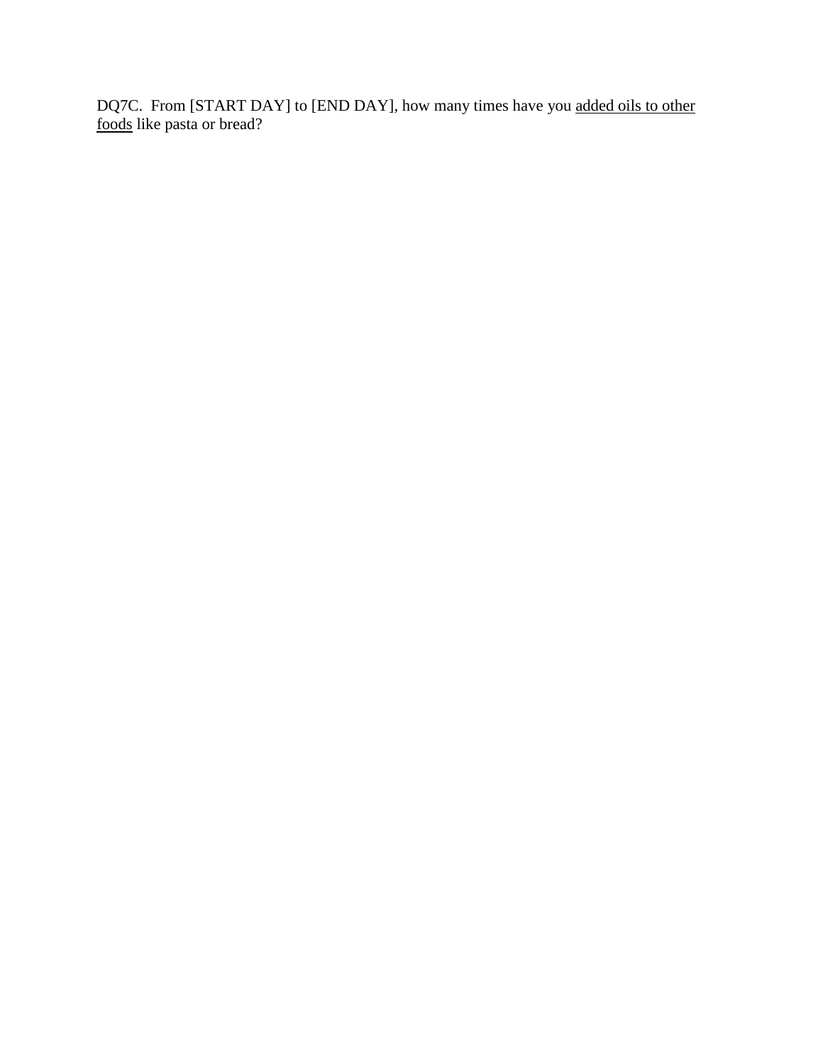DQ7C. From [START DAY] to [END DAY], how many times have you <u>added oils to other foods</u> like pasta or bread?